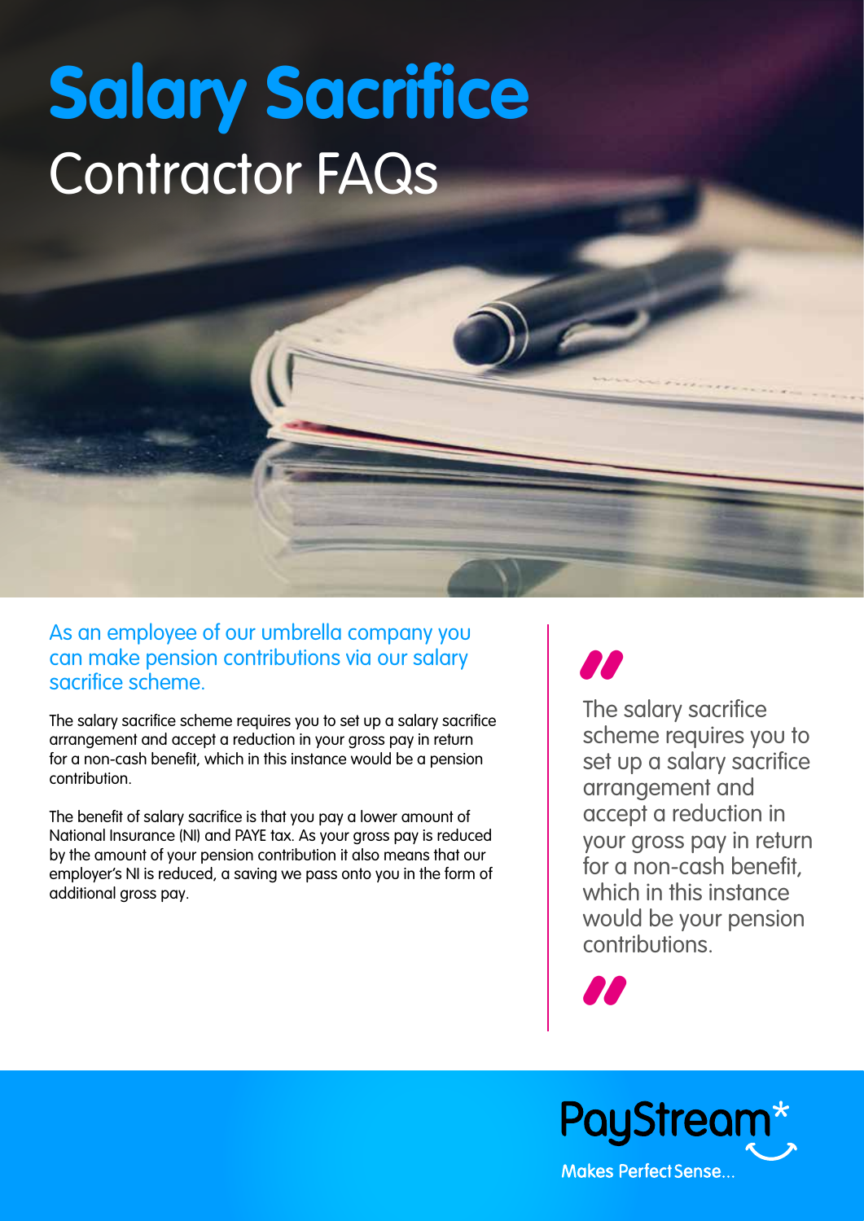# Salary Sacrifice

## Contractor FAQs

As an employee of our umbrella company you can make pension contributions via our salary sacrifice scheme.

The salary sacrifice scheme requires you to set up a salary sacrifice arrangement and accept a reduction in your gross pay in return for a non-cash benefit, which in this instance would be a pension contribution.

The benefit of salary sacrifice is that you pay a lower amount of National Insurance (NI) and PAYE tax. As your gross pay is reduced by the amount of your pension contribution it also means that our employer's NI is reduced, a saving we pass onto you in the form of additional gross pay.

> "The salary sacrifice scheme requires you to set up a salary sacrifice arrangement and accept a reduction in your gross pay in return for a non-cash benefit, which in this instance would be your pension contributions."

PayStream*

Makes Perfect Sense...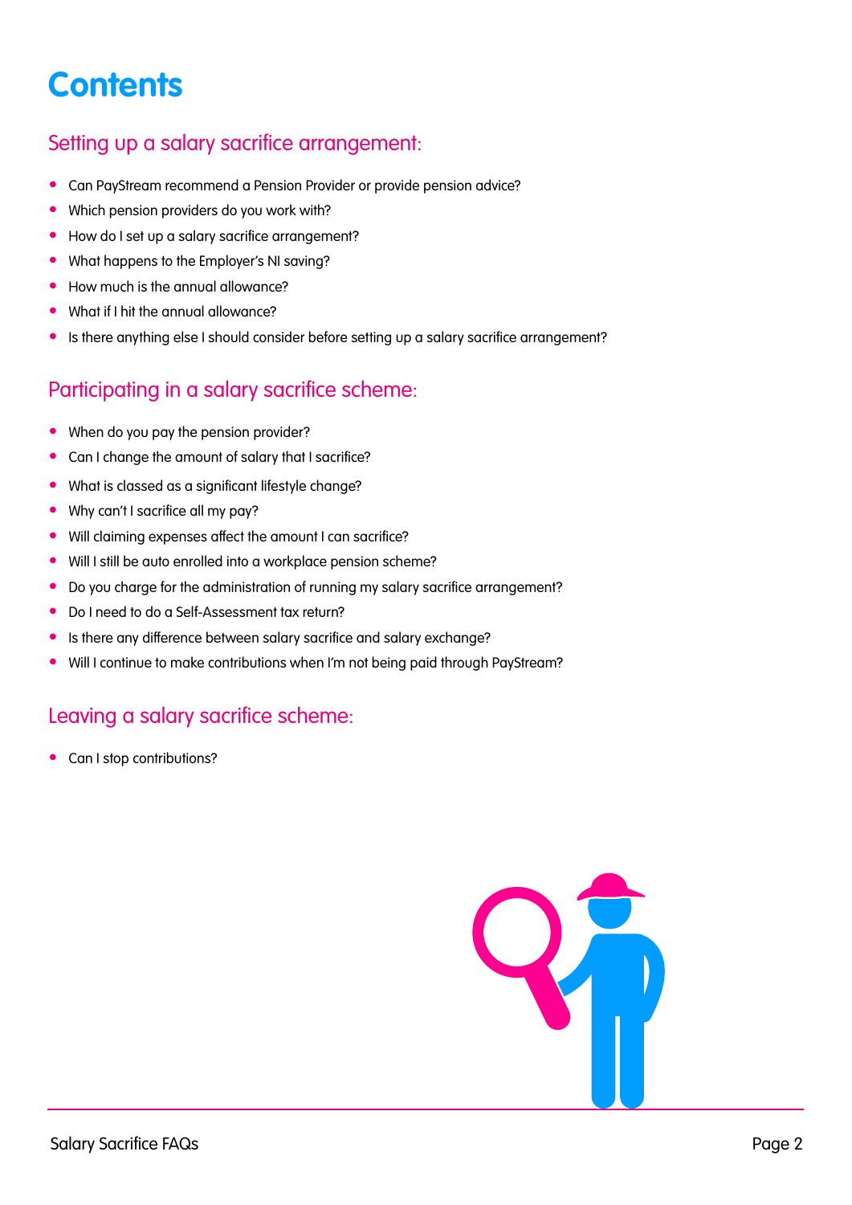# Contents

## Setting up a salary sacrifice arrangement:

- Can PayStream recommend a Pension Provider or provide pension advice?
- Which pension providers do you work with?
- How do I set up a salary sacrifice arrangement?
- What happens to the Employer's NI saving?
- How much is the annual allowance?
- What if I hit the annual allowance?
- Is there anything else I should consider before setting up a salary sacrifice arrangement?

## Participating in a salary sacrifice scheme:

- When do you pay the pension provider?
- Can I change the amount of salary that I sacrifice?
- What is classed as a significant lifestyle change?
- Why can't I sacrifice all my pay?
- Will claiming expenses affect the amount I can sacrifice?
- Will I still be auto enrolled into a workplace pension scheme?
- Do you charge for the administration of running my salary sacrifice arrangement?
- Do I need to do a Self-Assessment tax return?
- Is there any difference between salary sacrifice and salary exchange?
- Will I continue to make contributions when I'm not being paid through PayStream?

## Leaving a salary sacrifice scheme:

- Can I stop contributions?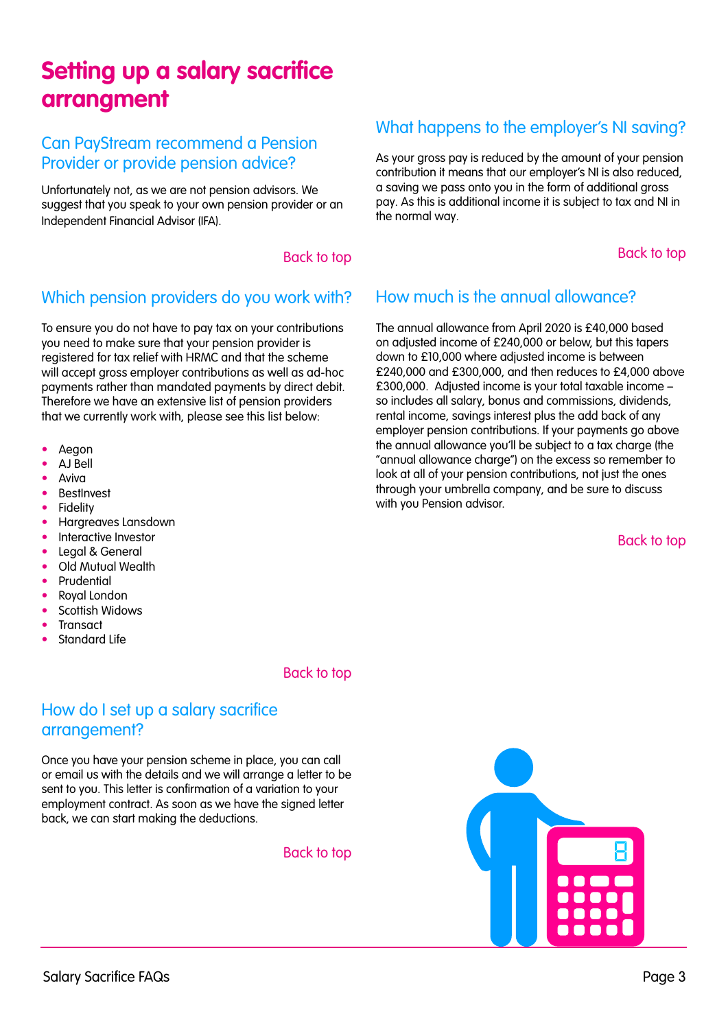# Setting up a salary sacrifice arrangment

## Can PayStream recommend a Pension Provider or provide pension advice?

Unfortunately not, as we are not pension advisors. We suggest that you speak to your own pension provider or an Independent Financial Advisor (IFA).

Back to top

## Which pension providers do you work with?

To ensure you do not have to pay tax on your contributions you need to make sure that your pension provider is registered for tax relief with HRMC and that the scheme will accept gross employer contributions as well as ad-hoc payments rather than mandated payments by direct debit. Therefore we have an extensive list of pension providers that we currently work with, please see this list below:

- Aegon
- AJ Bell
- Aviva
- BestInvest
- Fidelity
- Hargreaves Lansdown
- Interactive Investor
- Legal & General
- Old Mutual Wealth
- Prudential
- Royal London
- Scottish Widows
- Transact
- Standard Life

Back to top

## How do I set up a salary sacrifice arrangement?

Once you have your pension scheme in place, you can call or email us with the details and we will arrange a letter to be sent to you. This letter is confirmation of a variation to your employment contract. As soon as we have the signed letter back, we can start making the deductions.

Back to top

## What happens to the employer's NI saving?

As your gross pay is reduced by the amount of your pension contribution it means that our employer's NI is also reduced, a saving we pass onto you in the form of additional gross pay. As this is additional income it is subject to tax and NI in the normal way.

Back to top

## How much is the annual allowance?

The annual allowance from April 2020 is £40,000 based on adjusted income of £240,000 or below, but this tapers down to £10,000 where adjusted income is between £240,000 and £300,000, and then reduces to £4,000 above £300,000. Adjusted income is your total taxable income – so includes all salary, bonus and commissions, dividends, rental income, savings interest plus the add back of any employer pension contributions. If your payments go above the annual allowance you'll be subject to a tax charge (the "annual allowance charge") on the excess so remember to look at all of your pension contributions, not just the ones through your umbrella company, and be sure to discuss with you Pension advisor.

Back to top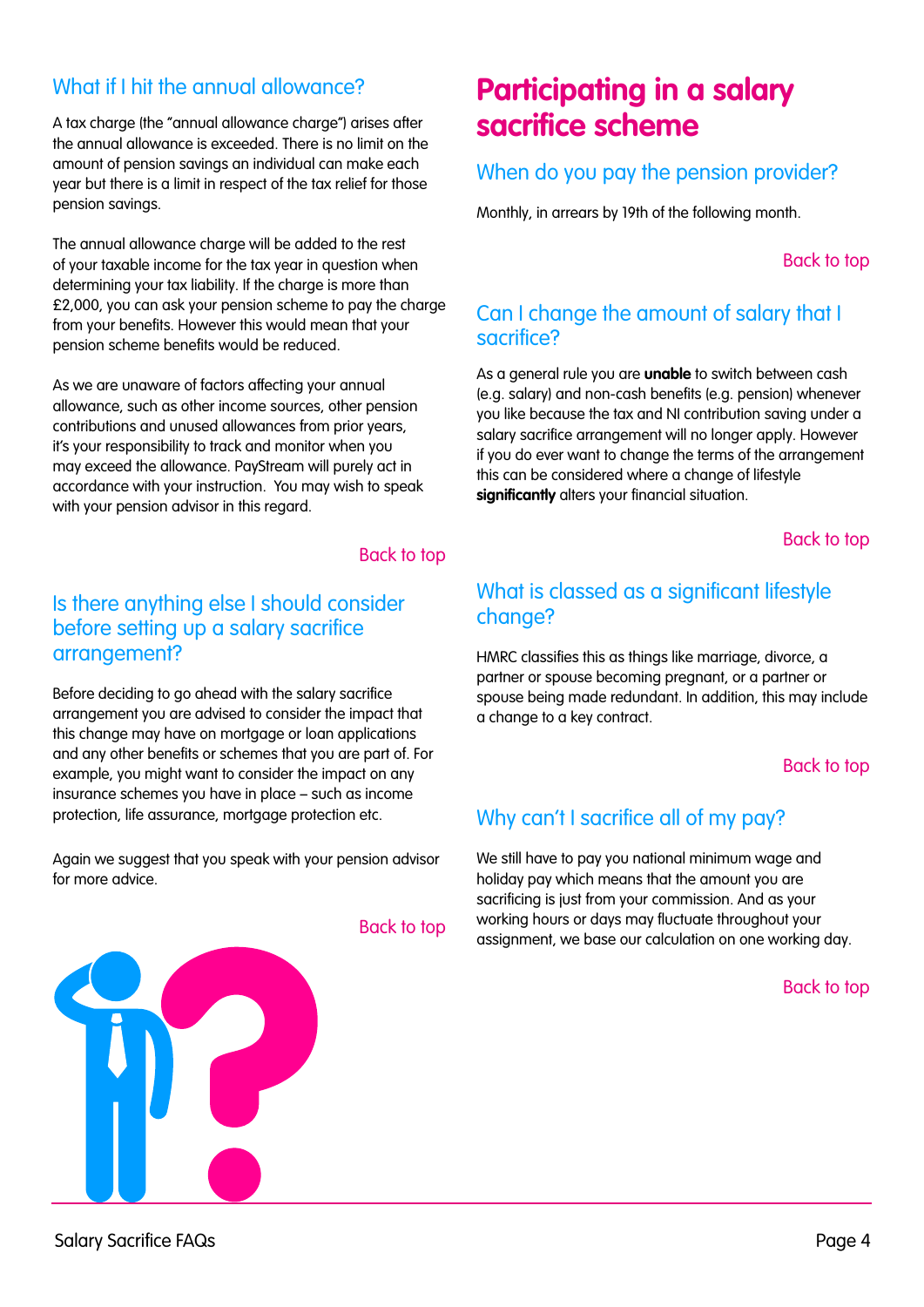## What if I hit the annual allowance?

A tax charge (the "annual allowance charge") arises after the annual allowance is exceeded. There is no limit on the amount of pension savings an individual can make each year but there is a limit in respect of the tax relief for those pension savings.

The annual allowance charge will be added to the rest of your taxable income for the tax year in question when determining your tax liability. If the charge is more than £2,000, you can ask your pension scheme to pay the charge from your benefits. However this would mean that your pension scheme benefits would be reduced.

As we are unaware of factors affecting your annual allowance, such as other income sources, other pension contributions and unused allowances from prior years, it's your responsibility to track and monitor when you may exceed the allowance. PayStream will purely act in accordance with your instruction. You may wish to speak with your pension advisor in this regard.

Back to top

## Is there anything else I should consider before setting up a salary sacrifice arrangement?

Before deciding to go ahead with the salary sacrifice arrangement you are advised to consider the impact that this change may have on mortgage or loan applications and any other benefits or schemes that you are part of. For example, you might want to consider the impact on any insurance schemes you have in place – such as income protection, life assurance, mortgage protection etc.

Again we suggest that you speak with your pension advisor for more advice.

Back to top

# Participating in a salary sacrifice scheme

## When do you pay the pension provider?

Monthly, in arrears by 19th of the following month.

Back to top

## Can I change the amount of salary that I sacrifice?

As a general rule you are **unable** to switch between cash (e.g. salary) and non-cash benefits (e.g. pension) whenever you like because the tax and NI contribution saving under a salary sacrifice arrangement will no longer apply. However if you do ever want to change the terms of the arrangement this can be considered where a change of lifestyle **significantly** alters your financial situation.

Back to top

## What is classed as a significant lifestyle change?

HMRC classifies this as things like marriage, divorce, a partner or spouse becoming pregnant, or a partner or spouse being made redundant. In addition, this may include a change to a key contract.

Back to top

## Why can't I sacrifice all of my pay?

We still have to pay you national minimum wage and holiday pay which means that the amount you are sacrificing is just from your commission. And as your working hours or days may fluctuate throughout your assignment, we base our calculation on one working day.

Back to top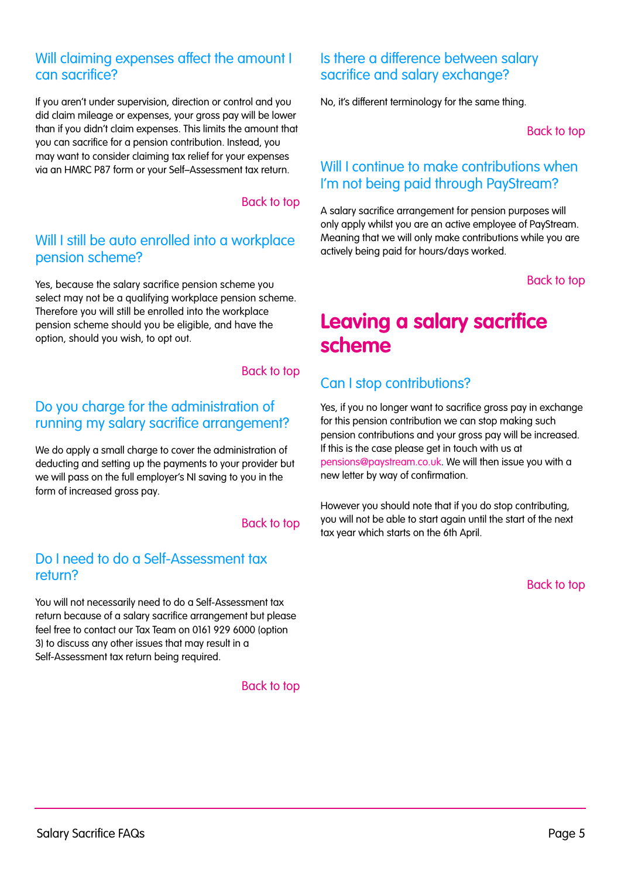### Will claiming expenses affect the amount I can sacrifice?

If you aren't under supervision, direction or control and you did claim mileage or expenses, your gross pay will be lower than if you didn't claim expenses. This limits the amount that you can sacrifice for a pension contribution. Instead, you may want to consider claiming tax relief for your expenses via an HMRC P87 form or your Self–Assessment tax return.

Back to top

### Will I still be auto enrolled into a workplace pension scheme?

Yes, because the salary sacrifice pension scheme you select may not be a qualifying workplace pension scheme. Therefore you will still be enrolled into the workplace pension scheme should you be eligible, and have the option, should you wish, to opt out.

Back to top

### Do you charge for the administration of running my salary sacrifice arrangement?

We do apply a small charge to cover the administration of deducting and setting up the payments to your provider but we will pass on the full employer's NI saving to you in the form of increased gross pay.

Back to top

### Do I need to do a Self-Assessment tax return?

You will not necessarily need to do a Self-Assessment tax return because of a salary sacrifice arrangement but please feel free to contact our Tax Team on 0161 929 6000 (option 3) to discuss any other issues that may result in a Self-Assessment tax return being required.

Back to top

### Is there a difference between salary sacrifice and salary exchange?

No, it's different terminology for the same thing.

Back to top

### Will I continue to make contributions when I'm not being paid through PayStream?

A salary sacrifice arrangement for pension purposes will only apply whilst you are an active employee of PayStream. Meaning that we will only make contributions while you are actively being paid for hours/days worked.

Back to top

## Leaving a salary sacrifice scheme

### Can I stop contributions?

Yes, if you no longer want to sacrifice gross pay in exchange for this pension contribution we can stop making such pension contributions and your gross pay will be increased. If this is the case please get in touch with us at pensions@paystream.co.uk. We will then issue you with a new letter by way of confirmation.

However you should note that if you do stop contributing, you will not be able to start again until the start of the next tax year which starts on the 6th April.

Back to top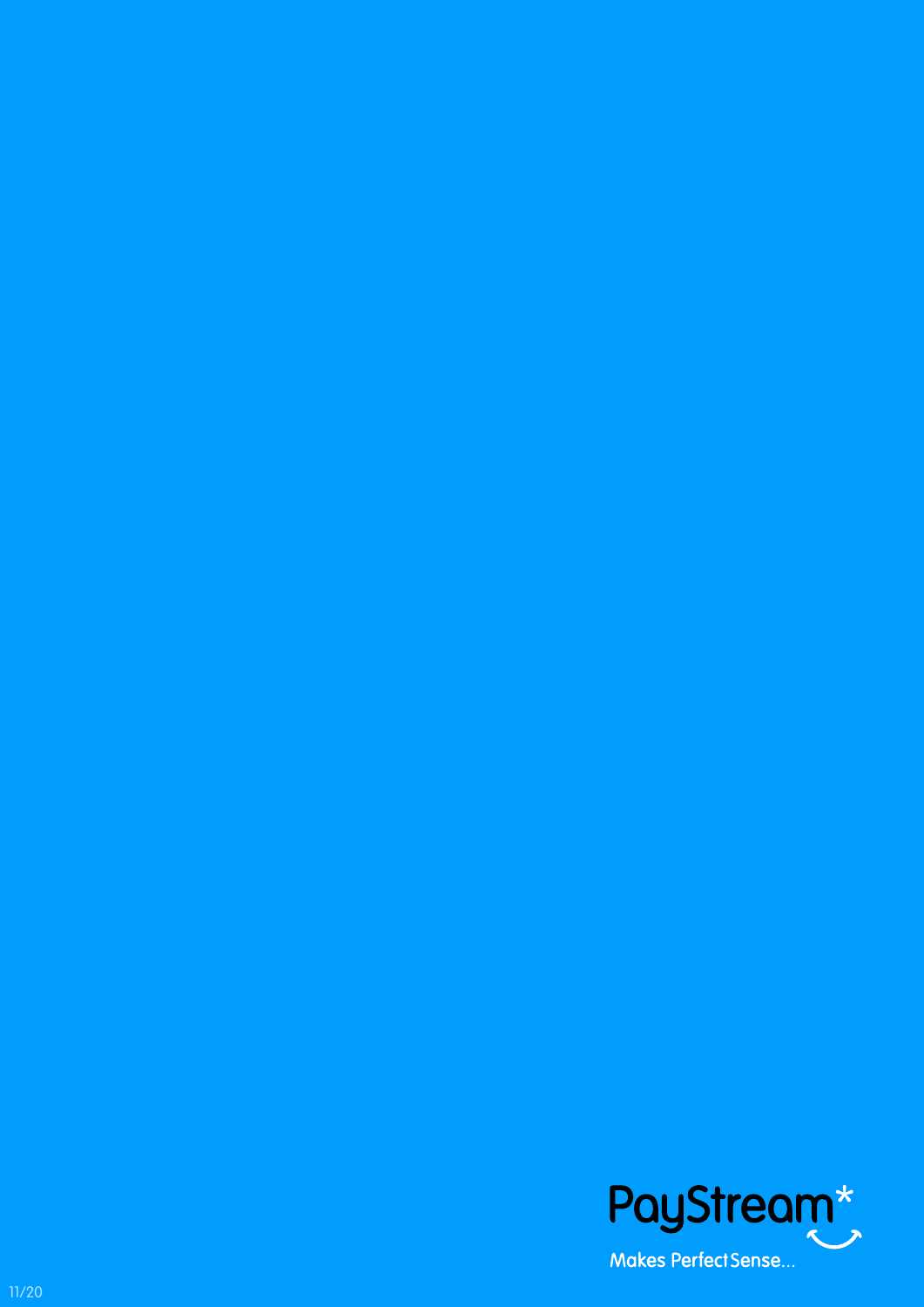PayStream*

Makes Perfect Sense...

11/20